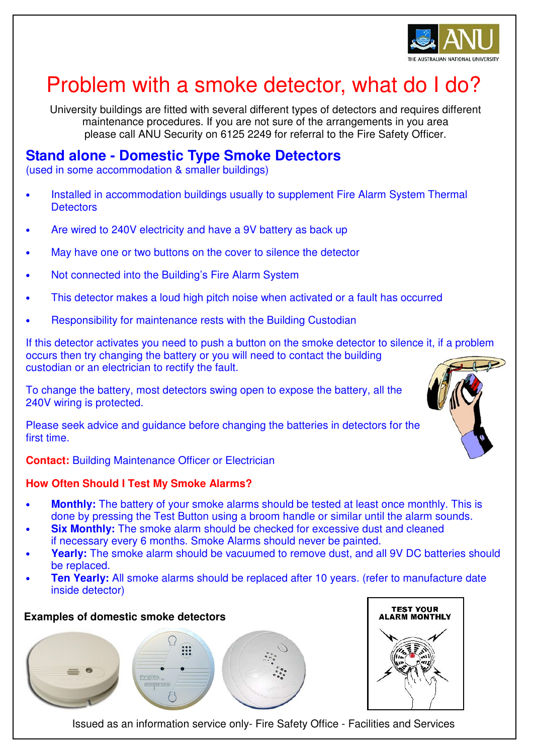# Problem with a smoke detector, what do I do?

University buildings are fitted with several different types of detectors and requires different maintenance procedures. If you are not sure of the arrangements in you area please call ANU Security on 6125 2249 for referral to the Fire Safety Officer.

## Stand alone - Domestic Type Smoke Detectors

(used in some accommodation & smaller buildings)

- Installed in accommodation buildings usually to supplement Fire Alarm System Thermal Detectors
- Are wired to 240V electricity and have a 9V battery as back up
- May have one or two buttons on the cover to silence the detector
- Not connected into the Building's Fire Alarm System
- This detector makes a loud high pitch noise when activated or a fault has occurred
- Responsibility for maintenance rests with the Building Custodian

If this detector activates you need to push a button on the smoke detector to silence it, if a problem occurs then try changing the battery or you will need to contact the building custodian or an electrician to rectify the fault.

To change the battery, most detectors swing open to expose the battery, all the 240V wiring is protected.

Please seek advice and guidance before changing the batteries in detectors for the first time.

**Contact:** Building Maintenance Officer or Electrician

### How Often Should I Test My Smoke Alarms?

- **Monthly:** The battery of your smoke alarms should be tested at least once monthly. This is done by pressing the Test Button using a broom handle or similar until the alarm sounds.
- **Six Monthly:** The smoke alarm should be checked for excessive dust and cleaned if necessary every 6 months. Smoke Alarms should never be painted.
- **Yearly:** The smoke alarm should be vacuumed to remove dust, and all 9V DC batteries should be replaced.
- **Ten Yearly:** All smoke alarms should be replaced after 10 years. (refer to manufacture date inside detector)

**Examples of domestic smoke detectors**

TEST YOUR ALARM MONTHLY

Issued as an information service only- Fire Safety Office - Facilities and Services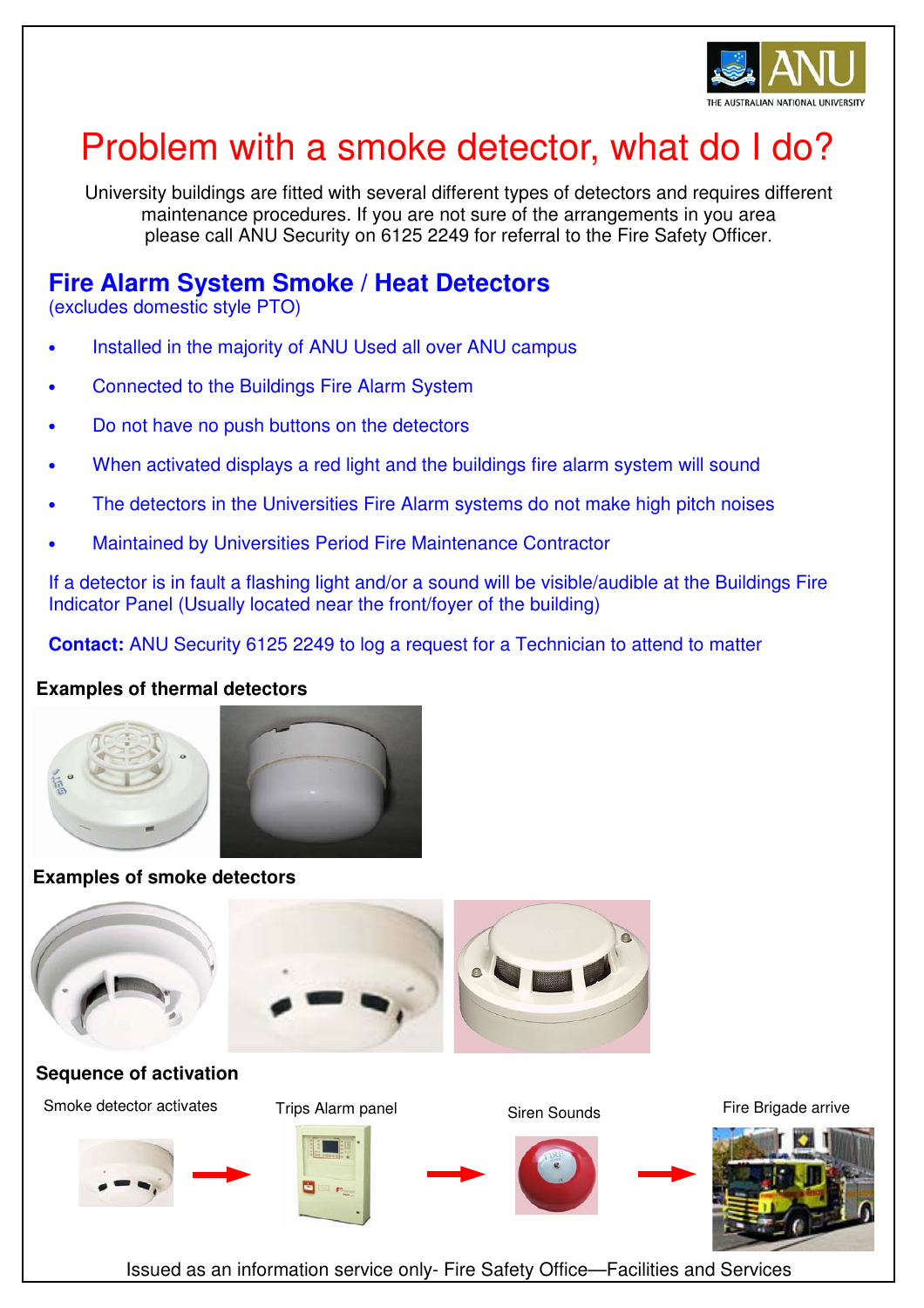# Problem with a smoke detector, what do I do?

University buildings are fitted with several different types of detectors and requires different maintenance procedures. If you are not sure of the arrangements in you area please call ANU Security on 6125 2249 for referral to the Fire Safety Officer.

## Fire Alarm System Smoke / Heat Detectors

(excludes domestic style PTO)

- Installed in the majority of ANU Used all over ANU campus
- Connected to the Buildings Fire Alarm System
- Do not have no push buttons on the detectors
- When activated displays a red light and the buildings fire alarm system will sound
- The detectors in the Universities Fire Alarm systems do not make high pitch noises
- Maintained by Universities Period Fire Maintenance Contractor

If a detector is in fault a flashing light and/or a sound will be visible/audible at the Buildings Fire Indicator Panel (Usually located near the front/foyer of the building)

**Contact:** ANU Security 6125 2249 to log a request for a Technician to attend to matter

**Examples of thermal detectors**

**Examples of smoke detectors**

**Sequence of activation**

Smoke detector activates → Trips Alarm panel → Siren Sounds → Fire Brigade arrive

Issued as an information service only- Fire Safety Office—Facilities and Services